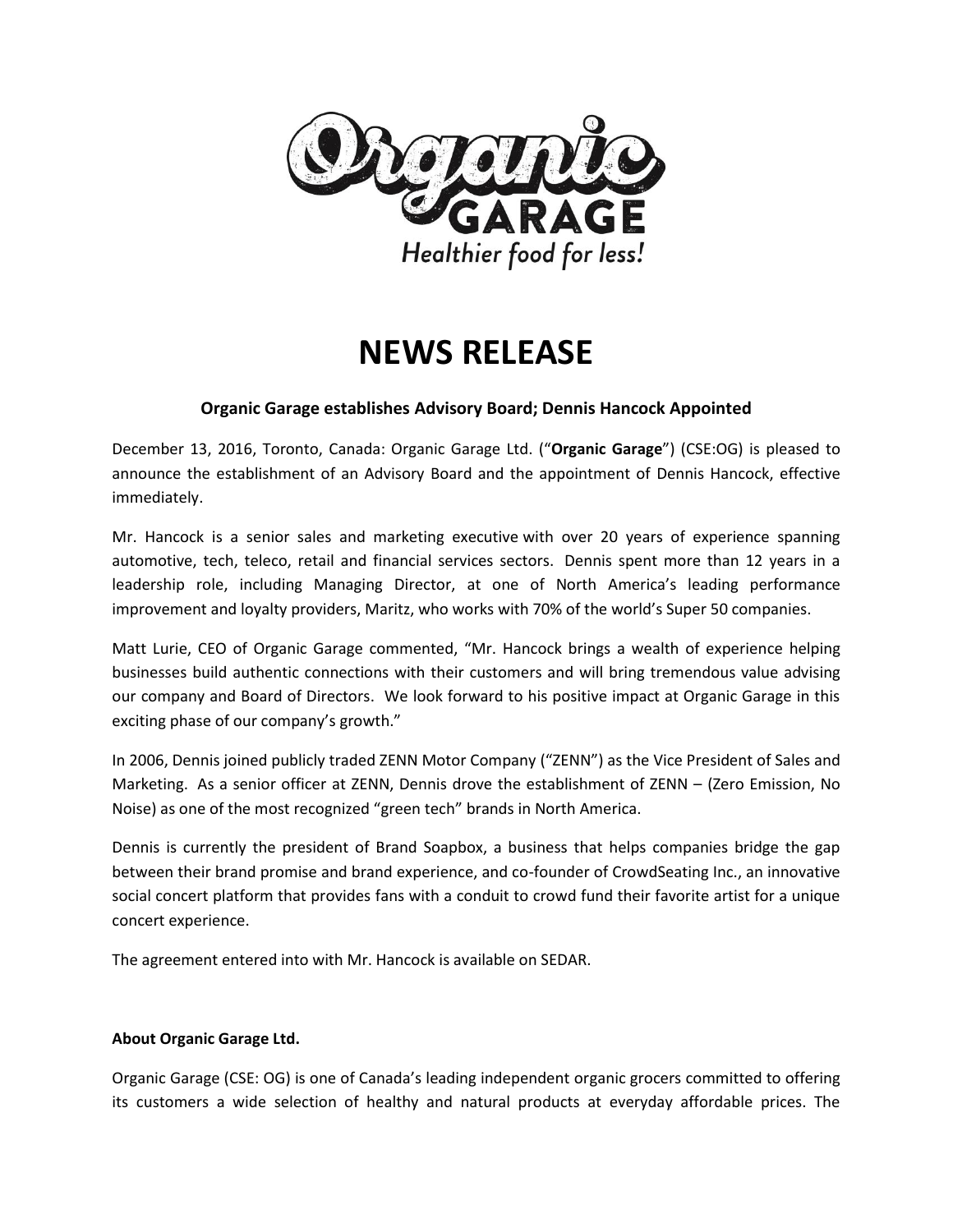Organic GARAGE

*Healthier food for less!*

# NEWS RELEASE

**Organic Garage establishes Advisory Board; Dennis Hancock Appointed**

December 13, 2016, Toronto, Canada: Organic Garage Ltd. ("**Organic Garage**") (CSE:OG) is pleased to announce the establishment of an Advisory Board and the appointment of Dennis Hancock, effective immediately.

Mr. Hancock is a senior sales and marketing executive with over 20 years of experience spanning automotive, tech, teleco, retail and financial services sectors. Dennis spent more than 12 years in a leadership role, including Managing Director, at one of North America's leading performance improvement and loyalty providers, Maritz, who works with 70% of the world's Super 50 companies.

Matt Lurie, CEO of Organic Garage commented, "Mr. Hancock brings a wealth of experience helping businesses build authentic connections with their customers and will bring tremendous value advising our company and Board of Directors. We look forward to his positive impact at Organic Garage in this exciting phase of our company's growth."

In 2006, Dennis joined publicly traded ZENN Motor Company ("ZENN") as the Vice President of Sales and Marketing. As a senior officer at ZENN, Dennis drove the establishment of ZENN – (Zero Emission, No Noise) as one of the most recognized "green tech" brands in North America.

Dennis is currently the president of Brand Soapbox, a business that helps companies bridge the gap between their brand promise and brand experience, and co-founder of CrowdSeating Inc., an innovative social concert platform that provides fans with a conduit to crowd fund their favorite artist for a unique concert experience.

The agreement entered into with Mr. Hancock is available on SEDAR.

**About Organic Garage Ltd.**

Organic Garage (CSE: OG) is one of Canada's leading independent organic grocers committed to offering its customers a wide selection of healthy and natural products at everyday affordable prices. The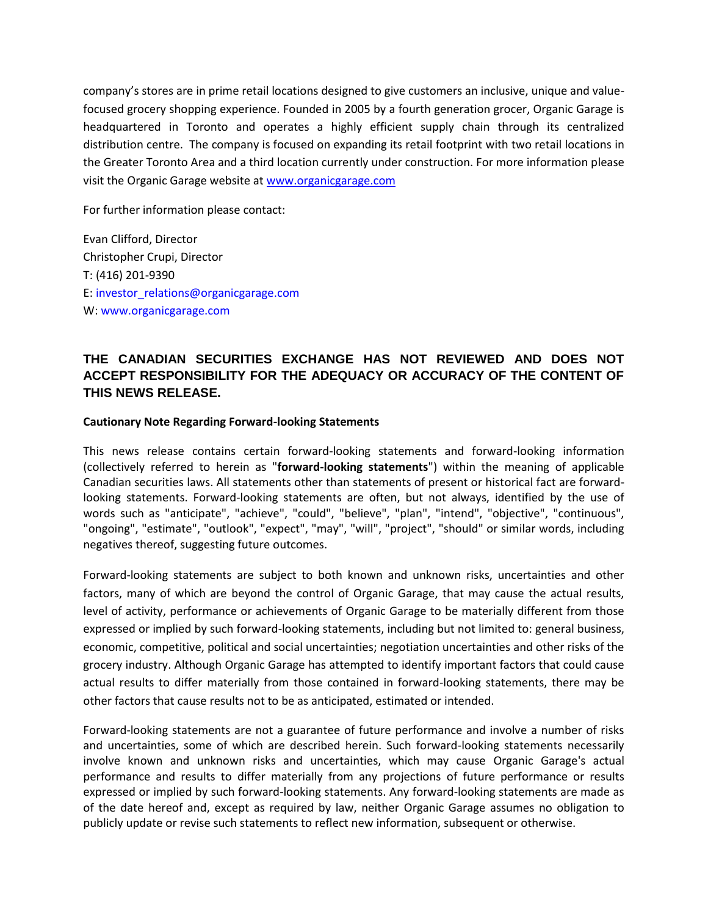company's stores are in prime retail locations designed to give customers an inclusive, unique and value-focused grocery shopping experience. Founded in 2005 by a fourth generation grocer, Organic Garage is headquartered in Toronto and operates a highly efficient supply chain through its centralized distribution centre. The company is focused on expanding its retail footprint with two retail locations in the Greater Toronto Area and a third location currently under construction. For more information please visit the Organic Garage website at www.organicgarage.com

For further information please contact:

Evan Clifford, Director
Christopher Crupi, Director
T: (416) 201-9390
E: investor_relations@organicgarage.com
W: www.organicgarage.com

**THE CANADIAN SECURITIES EXCHANGE HAS NOT REVIEWED AND DOES NOT ACCEPT RESPONSIBILITY FOR THE ADEQUACY OR ACCURACY OF THE CONTENT OF THIS NEWS RELEASE.**

**Cautionary Note Regarding Forward-looking Statements**

This news release contains certain forward-looking statements and forward-looking information (collectively referred to herein as "**forward-looking statements**") within the meaning of applicable Canadian securities laws. All statements other than statements of present or historical fact are forward-looking statements. Forward-looking statements are often, but not always, identified by the use of words such as "anticipate", "achieve", "could", "believe", "plan", "intend", "objective", "continuous", "ongoing", "estimate", "outlook", "expect", "may", "will", "project", "should" or similar words, including negatives thereof, suggesting future outcomes.

Forward-looking statements are subject to both known and unknown risks, uncertainties and other factors, many of which are beyond the control of Organic Garage, that may cause the actual results, level of activity, performance or achievements of Organic Garage to be materially different from those expressed or implied by such forward-looking statements, including but not limited to: general business, economic, competitive, political and social uncertainties; negotiation uncertainties and other risks of the grocery industry. Although Organic Garage has attempted to identify important factors that could cause actual results to differ materially from those contained in forward-looking statements, there may be other factors that cause results not to be as anticipated, estimated or intended.

Forward-looking statements are not a guarantee of future performance and involve a number of risks and uncertainties, some of which are described herein. Such forward-looking statements necessarily involve known and unknown risks and uncertainties, which may cause Organic Garage's actual performance and results to differ materially from any projections of future performance or results expressed or implied by such forward-looking statements. Any forward-looking statements are made as of the date hereof and, except as required by law, neither Organic Garage assumes no obligation to publicly update or revise such statements to reflect new information, subsequent or otherwise.